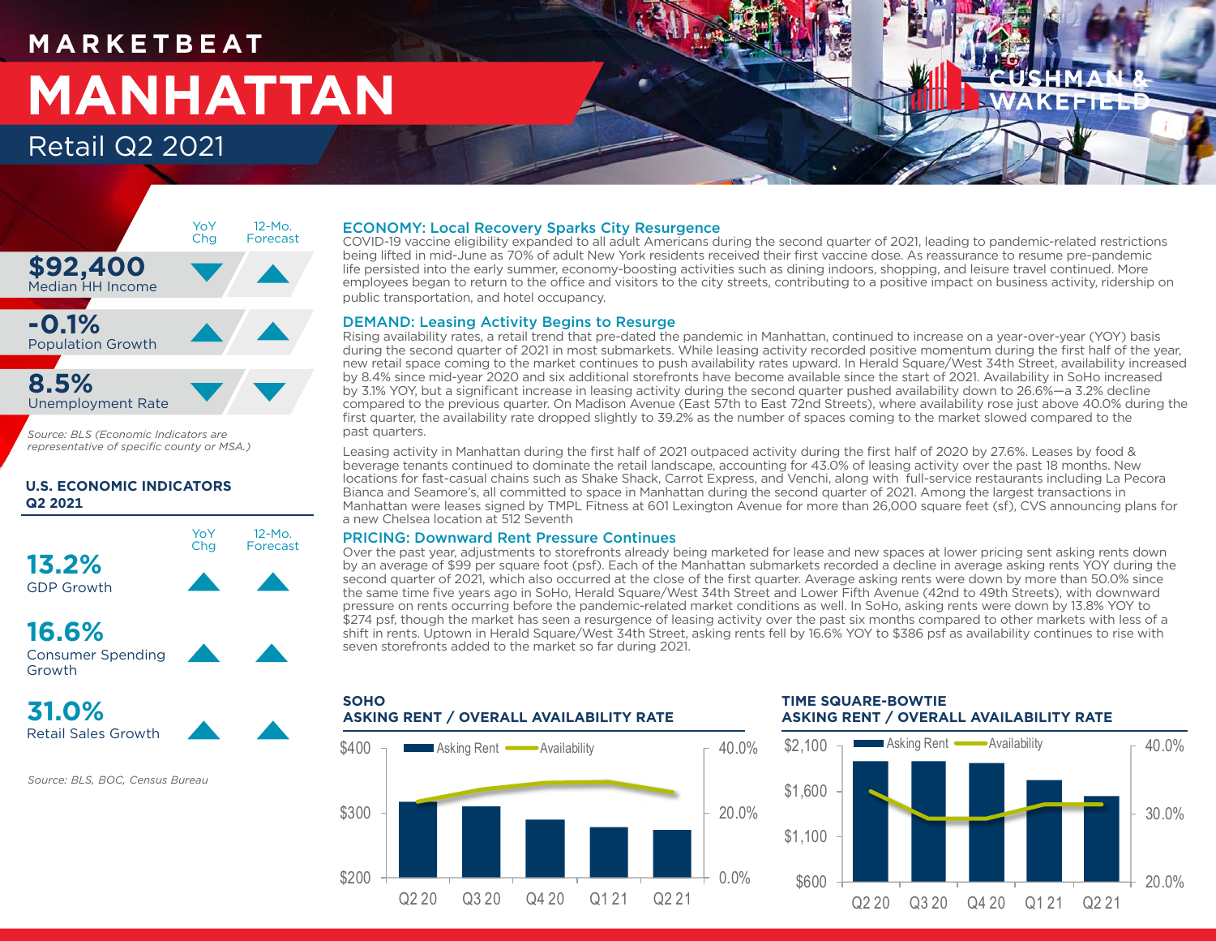# MARKETBEAT

# MANHATTAN

## Retail Q2 2021

| | | YoY Chg | 12-Mo. Forecast |
|---|---|---|---|
| $92,400 | Median HH Income | ▼ | ▲ |
| -0.1% | Population Growth | ▲ | ▲ |
| 8.5% | Unemployment Rate | ▼ | ▼ |

*Source: BLS (Economic Indicators are representative of specific county or MSA.)*

**U.S. ECONOMIC INDICATORS Q2 2021**

| | | YoY Chg | 12-Mo. Forecast |
|---|---|---|---|
| 13.2% | GDP Growth | ▲ | ▲ |
| 16.6% | Consumer Spending Growth | ▲ | ▲ |
| 31.0% | Retail Sales Growth | ▲ | ▲ |

*Source: BLS, BOC, Census Bureau*

### ECONOMY: Local Recovery Sparks City Resurgence

COVID-19 vaccine eligibility expanded to all adult Americans during the second quarter of 2021, leading to pandemic-related restrictions being lifted in mid-June as 70% of adult New York residents received their first vaccine dose. As reassurance to resume pre-pandemic life persisted into the early summer, economy-boosting activities such as dining indoors, shopping, and leisure travel continued. More employees began to return to the office and visitors to the city streets, contributing to a positive impact on business activity, ridership on public transportation, and hotel occupancy.

### DEMAND: Leasing Activity Begins to Resurge

Rising availability rates, a retail trend that pre-dated the pandemic in Manhattan, continued to increase on a year-over-year (YOY) basis during the second quarter of 2021 in most submarkets. While leasing activity recorded positive momentum during the first half of the year, new retail space coming to the market continues to push availability rates upward. In Herald Square/West 34th Street, availability increased by 8.4% since mid-year 2020 and six additional storefronts have become available since the start of 2021. Availability in SoHo increased by 3.1% YOY, but a significant increase in leasing activity during the second quarter pushed availability down to 26.6%—a 3.2% decline compared to the previous quarter. On Madison Avenue (East 57th to East 72nd Streets), where availability rose just above 40.0% during the first quarter, the availability rate dropped slightly to 39.2% as the number of spaces coming to the market slowed compared to the past quarters.

Leasing activity in Manhattan during the first half of 2021 outpaced activity during the first half of 2020 by 27.6%. Leases by food & beverage tenants continued to dominate the retail landscape, accounting for 43.0% of leasing activity over the past 18 months. New locations for fast-casual chains such as Shake Shack, Carrot Express, and Venchi, along with full-service restaurants including La Pecora Bianca and Seamore's, all committed to space in Manhattan during the second quarter of 2021. Among the largest transactions in Manhattan were leases signed by TMPL Fitness at 601 Lexington Avenue for more than 26,000 square feet (sf), CVS announcing plans for a new Chelsea location at 512 Seventh

### PRICING: Downward Rent Pressure Continues

Over the past year, adjustments to storefronts already being marketed for lease and new spaces at lower pricing sent asking rents down by an average of $99 per square foot (psf). Each of the Manhattan submarkets recorded a decline in average asking rents YOY during the second quarter of 2021, which also occurred at the close of the first quarter. Average asking rents were down by more than 50.0% since the same time five years ago in SoHo, Herald Square/West 34th Street and Lower Fifth Avenue (42nd to 49th Streets), with downward pressure on rents occurring before the pandemic-related market conditions as well. In SoHo, asking rents were down by 13.8% YOY to $274 psf, though the market has seen a resurgence of leasing activity over the past six months compared to other markets with less of a shift in rents. Uptown in Herald Square/West 34th Street, asking rents fell by 16.6% YOY to $386 psf as availability continues to rise with seven storefronts added to the market so far during 2021.

**SOHO ASKING RENT / OVERALL AVAILABILITY RATE**

(Chart: Asking Rent and Availability, Q2 20 – Q2 21; left axis $200–$400, right axis 0.0%–40.0%)

**TIME SQUARE-BOWTIE ASKING RENT / OVERALL AVAILABILITY RATE**

(Chart: Asking Rent and Availability, Q2 20 – Q2 21; left axis $600–$2,100, right axis 20.0%–40.0%)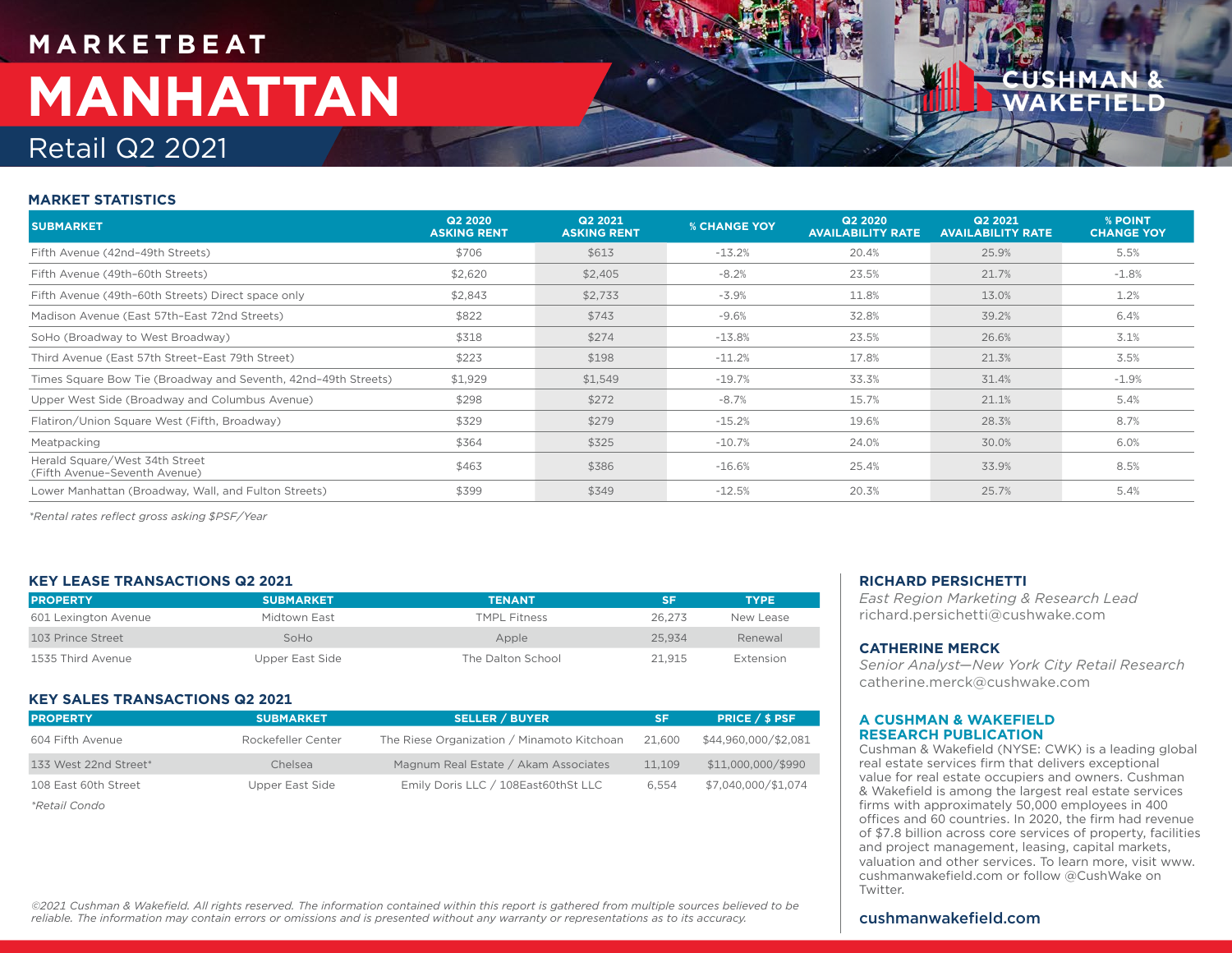# MARKETBEAT

# MANHATTAN

## Retail Q2 2021

### MARKET STATISTICS

| SUBMARKET | Q2 2020 ASKING RENT | Q2 2021 ASKING RENT | % CHANGE YOY | Q2 2020 AVAILABILITY RATE | Q2 2021 AVAILABILITY RATE | % POINT CHANGE YOY |
|---|---|---|---|---|---|---|
| Fifth Avenue (42nd–49th Streets) | $706 | $613 | -13.2% | 20.4% | 25.9% | 5.5% |
| Fifth Avenue (49th–60th Streets) | $2,620 | $2,405 | -8.2% | 23.5% | 21.7% | -1.8% |
| Fifth Avenue (49th–60th Streets) Direct space only | $2,843 | $2,733 | -3.9% | 11.8% | 13.0% | 1.2% |
| Madison Avenue (East 57th–East 72nd Streets) | $822 | $743 | -9.6% | 32.8% | 39.2% | 6.4% |
| SoHo (Broadway to West Broadway) | $318 | $274 | -13.8% | 23.5% | 26.6% | 3.1% |
| Third Avenue (East 57th Street–East 79th Street) | $223 | $198 | -11.2% | 17.8% | 21.3% | 3.5% |
| Times Square Bow Tie (Broadway and Seventh, 42nd–49th Streets) | $1,929 | $1,549 | -19.7% | 33.3% | 31.4% | -1.9% |
| Upper West Side (Broadway and Columbus Avenue) | $298 | $272 | -8.7% | 15.7% | 21.1% | 5.4% |
| Flatiron/Union Square West (Fifth, Broadway) | $329 | $279 | -15.2% | 19.6% | 28.3% | 8.7% |
| Meatpacking | $364 | $325 | -10.7% | 24.0% | 30.0% | 6.0% |
| Herald Square/West 34th Street (Fifth Avenue–Seventh Avenue) | $463 | $386 | -16.6% | 25.4% | 33.9% | 8.5% |
| Lower Manhattan (Broadway, Wall, and Fulton Streets) | $399 | $349 | -12.5% | 20.3% | 25.7% | 5.4% |

*Rental rates reflect gross asking $PSF/Year*

### KEY LEASE TRANSACTIONS Q2 2021

| PROPERTY | SUBMARKET | TENANT | SF | TYPE |
|---|---|---|---|---|
| 601 Lexington Avenue | Midtown East | TMPL Fitness | 26,273 | New Lease |
| 103 Prince Street | SoHo | Apple | 25,934 | Renewal |
| 1535 Third Avenue | Upper East Side | The Dalton School | 21,915 | Extension |

### KEY SALES TRANSACTIONS Q2 2021

| PROPERTY | SUBMARKET | SELLER / BUYER | SF | PRICE / $ PSF |
|---|---|---|---|---|
| 604 Fifth Avenue | Rockefeller Center | The Riese Organization / Minamoto Kitchoan | 21,600 | $44,960,000/$2,081 |
| 133 West 22nd Street* | Chelsea | Magnum Real Estate / Akam Associates | 11,109 | $11,000,000/$990 |
| 108 East 60th Street | Upper East Side | Emily Doris LLC / 108East60thSt LLC | 6,554 | $7,040,000/$1,074 |

*Retail Condo*

**RICHARD PERSICHETTI**
*East Region Marketing & Research Lead*
richard.persichetti@cushwake.com

**CATHERINE MERCK**
*Senior Analyst—New York City Retail Research*
catherine.merck@cushwake.com

**A CUSHMAN & WAKEFIELD RESEARCH PUBLICATION**

Cushman & Wakefield (NYSE: CWK) is a leading global real estate services firm that delivers exceptional value for real estate occupiers and owners. Cushman & Wakefield is among the largest real estate services firms with approximately 50,000 employees in 400 offices and 60 countries. In 2020, the firm had revenue of $7.8 billion across core services of property, facilities and project management, leasing, capital markets, valuation and other services. To learn more, visit www.cushmanwakefield.com or follow @CushWake on Twitter.

**cushmanwakefield.com**

*©2021 Cushman & Wakefield. All rights reserved. The information contained within this report is gathered from multiple sources believed to be reliable. The information may contain errors or omissions and is presented without any warranty or representations as to its accuracy.*